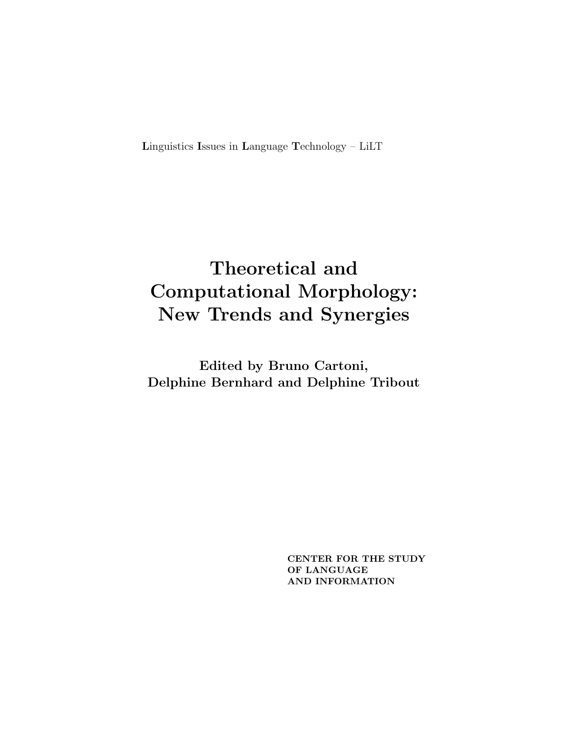**L**inguistics **I**ssues in **L**anguage **T**echnology – LiLT

# Theoretical and Computational Morphology: New Trends and Synergies

**Edited by Bruno Cartoni, Delphine Bernhard and Delphine Tribout**

**CENTER FOR THE STUDY OF LANGUAGE AND INFORMATION**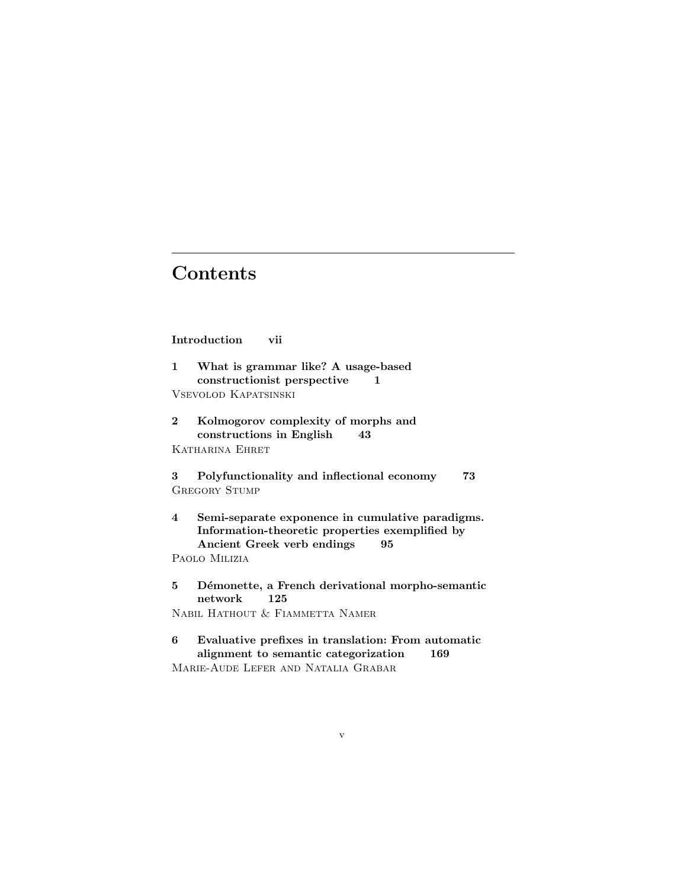# Contents

**Introduction vii**

**1 What is grammar like? A usage-based constructionist perspective 1**
Vsevolod Kapatsinski

**2 Kolmogorov complexity of morphs and constructions in English 43**
Katharina Ehret

**3 Polyfunctionality and inflectional economy 73**
Gregory Stump

**4 Semi-separate exponence in cumulative paradigms. Information-theoretic properties exemplified by Ancient Greek verb endings 95**
Paolo Milizia

**5 Démonette, a French derivational morpho-semantic network 125**
Nabil Hathout & Fiammetta Namer

**6 Evaluative prefixes in translation: From automatic alignment to semantic categorization 169**
Marie-Aude Lefer and Natalia Grabar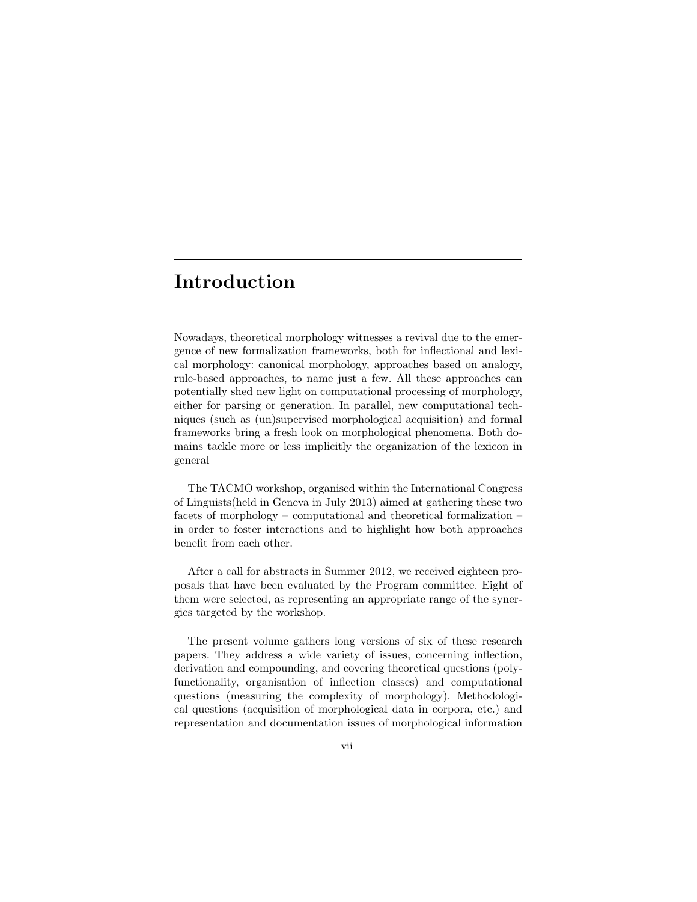# Introduction

Nowadays, theoretical morphology witnesses a revival due to the emergence of new formalization frameworks, both for inflectional and lexical morphology: canonical morphology, approaches based on analogy, rule-based approaches, to name just a few. All these approaches can potentially shed new light on computational processing of morphology, either for parsing or generation. In parallel, new computational techniques (such as (un)supervised morphological acquisition) and formal frameworks bring a fresh look on morphological phenomena. Both domains tackle more or less implicitly the organization of the lexicon in general

The TACMO workshop, organised within the International Congress of Linguists(held in Geneva in July 2013) aimed at gathering these two facets of morphology – computational and theoretical formalization – in order to foster interactions and to highlight how both approaches benefit from each other.

After a call for abstracts in Summer 2012, we received eighteen proposals that have been evaluated by the Program committee. Eight of them were selected, as representing an appropriate range of the synergies targeted by the workshop.

The present volume gathers long versions of six of these research papers. They address a wide variety of issues, concerning inflection, derivation and compounding, and covering theoretical questions (polyfunctionality, organisation of inflection classes) and computational questions (measuring the complexity of morphology). Methodological questions (acquisition of morphological data in corpora, etc.) and representation and documentation issues of morphological information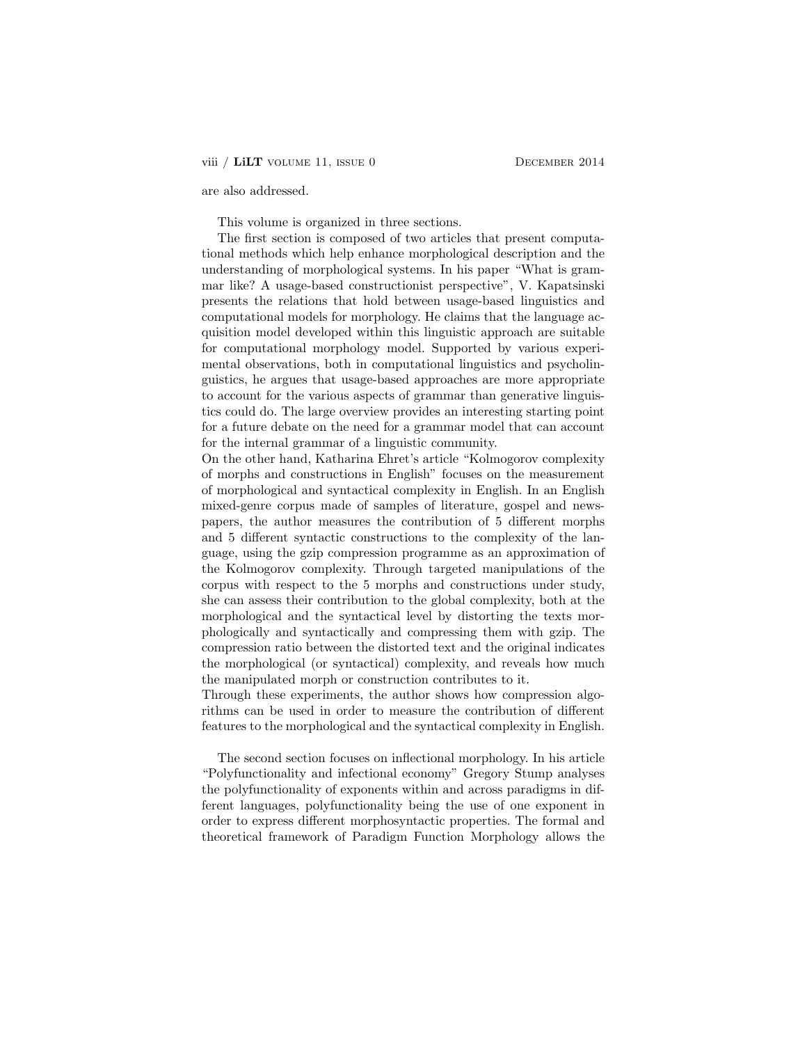are also addressed.

This volume is organized in three sections.

The first section is composed of two articles that present computational methods which help enhance morphological description and the understanding of morphological systems. In his paper “What is grammar like? A usage-based constructionist perspective”, V. Kapatsinski presents the relations that hold between usage-based linguistics and computational models for morphology. He claims that the language acquisition model developed within this linguistic approach are suitable for computational morphology model. Supported by various experimental observations, both in computational linguistics and psycholinguistics, he argues that usage-based approaches are more appropriate to account for the various aspects of grammar than generative linguistics could do. The large overview provides an interesting starting point for a future debate on the need for a grammar model that can account for the internal grammar of a linguistic community.

On the other hand, Katharina Ehret’s article “Kolmogorov complexity of morphs and constructions in English” focuses on the measurement of morphological and syntactical complexity in English. In an English mixed-genre corpus made of samples of literature, gospel and newspapers, the author measures the contribution of 5 different morphs and 5 different syntactic constructions to the complexity of the language, using the gzip compression programme as an approximation of the Kolmogorov complexity. Through targeted manipulations of the corpus with respect to the 5 morphs and constructions under study, she can assess their contribution to the global complexity, both at the morphological and the syntactical level by distorting the texts morphologically and syntactically and compressing them with gzip. The compression ratio between the distorted text and the original indicates the morphological (or syntactical) complexity, and reveals how much the manipulated morph or construction contributes to it.

Through these experiments, the author shows how compression algorithms can be used in order to measure the contribution of different features to the morphological and the syntactical complexity in English.

The second section focuses on inflectional morphology. In his article “Polyfunctionality and infectional economy” Gregory Stump analyses the polyfunctionality of exponents within and across paradigms in different languages, polyfunctionality being the use of one exponent in order to express different morphosyntactic properties. The formal and theoretical framework of Paradigm Function Morphology allows the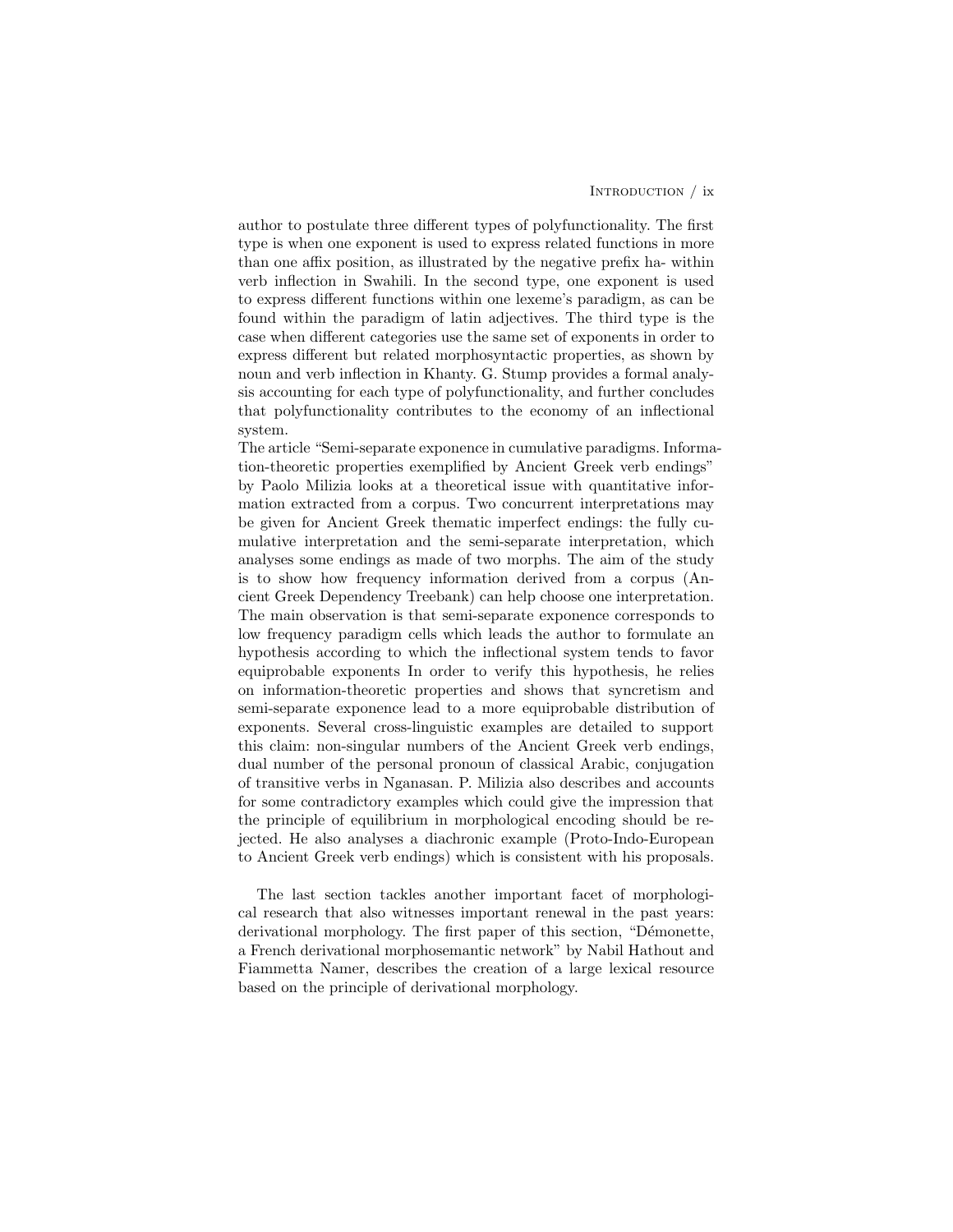author to postulate three different types of polyfunctionality. The first type is when one exponent is used to express related functions in more than one affix position, as illustrated by the negative prefix ha- within verb inflection in Swahili. In the second type, one exponent is used to express different functions within one lexeme's paradigm, as can be found within the paradigm of latin adjectives. The third type is the case when different categories use the same set of exponents in order to express different but related morphosyntactic properties, as shown by noun and verb inflection in Khanty. G. Stump provides a formal analysis accounting for each type of polyfunctionality, and further concludes that polyfunctionality contributes to the economy of an inflectional system.

The article "Semi-separate exponence in cumulative paradigms. Information-theoretic properties exemplified by Ancient Greek verb endings" by Paolo Milizia looks at a theoretical issue with quantitative information extracted from a corpus. Two concurrent interpretations may be given for Ancient Greek thematic imperfect endings: the fully cumulative interpretation and the semi-separate interpretation, which analyses some endings as made of two morphs. The aim of the study is to show how frequency information derived from a corpus (Ancient Greek Dependency Treebank) can help choose one interpretation. The main observation is that semi-separate exponence corresponds to low frequency paradigm cells which leads the author to formulate an hypothesis according to which the inflectional system tends to favor equiprobable exponents In order to verify this hypothesis, he relies on information-theoretic properties and shows that syncretism and semi-separate exponence lead to a more equiprobable distribution of exponents. Several cross-linguistic examples are detailed to support this claim: non-singular numbers of the Ancient Greek verb endings, dual number of the personal pronoun of classical Arabic, conjugation of transitive verbs in Nganasan. P. Milizia also describes and accounts for some contradictory examples which could give the impression that the principle of equilibrium in morphological encoding should be rejected. He also analyses a diachronic example (Proto-Indo-European to Ancient Greek verb endings) which is consistent with his proposals.

The last section tackles another important facet of morphological research that also witnesses important renewal in the past years: derivational morphology. The first paper of this section, "Démonette, a French derivational morphosemantic network" by Nabil Hathout and Fiammetta Namer, describes the creation of a large lexical resource based on the principle of derivational morphology.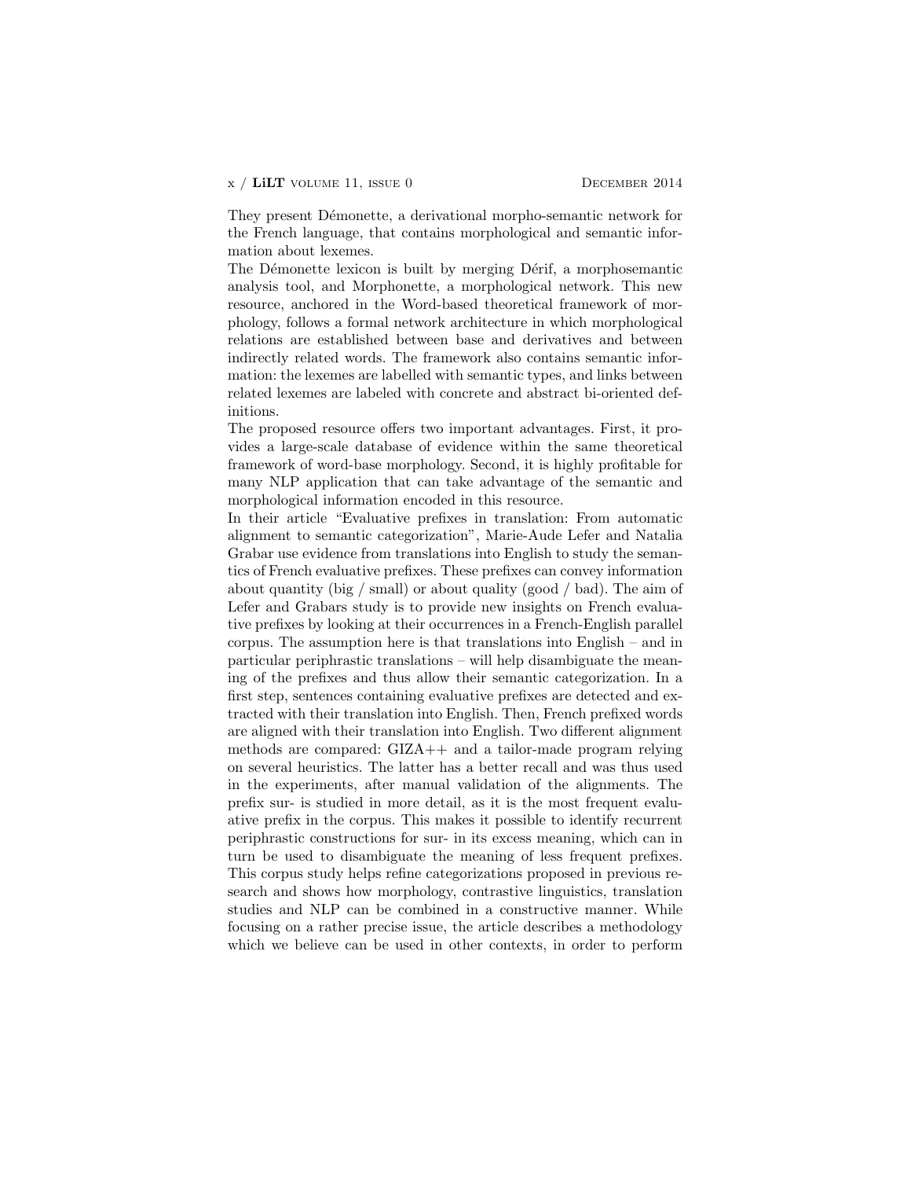They present Démonette, a derivational morpho-semantic network for the French language, that contains morphological and semantic information about lexemes.

The Démonette lexicon is built by merging Dérif, a morphosemantic analysis tool, and Morphonette, a morphological network. This new resource, anchored in the Word-based theoretical framework of morphology, follows a formal network architecture in which morphological relations are established between base and derivatives and between indirectly related words. The framework also contains semantic information: the lexemes are labelled with semantic types, and links between related lexemes are labeled with concrete and abstract bi-oriented definitions.

The proposed resource offers two important advantages. First, it provides a large-scale database of evidence within the same theoretical framework of word-base morphology. Second, it is highly profitable for many NLP application that can take advantage of the semantic and morphological information encoded in this resource.

In their article "Evaluative prefixes in translation: From automatic alignment to semantic categorization", Marie-Aude Lefer and Natalia Grabar use evidence from translations into English to study the semantics of French evaluative prefixes. These prefixes can convey information about quantity (big / small) or about quality (good / bad). The aim of Lefer and Grabars study is to provide new insights on French evaluative prefixes by looking at their occurrences in a French-English parallel corpus. The assumption here is that translations into English – and in particular periphrastic translations – will help disambiguate the meaning of the prefixes and thus allow their semantic categorization. In a first step, sentences containing evaluative prefixes are detected and extracted with their translation into English. Then, French prefixed words are aligned with their translation into English. Two different alignment methods are compared: GIZA++ and a tailor-made program relying on several heuristics. The latter has a better recall and was thus used in the experiments, after manual validation of the alignments. The prefix sur- is studied in more detail, as it is the most frequent evaluative prefix in the corpus. This makes it possible to identify recurrent periphrastic constructions for sur- in its excess meaning, which can in turn be used to disambiguate the meaning of less frequent prefixes. This corpus study helps refine categorizations proposed in previous research and shows how morphology, contrastive linguistics, translation studies and NLP can be combined in a constructive manner. While focusing on a rather precise issue, the article describes a methodology which we believe can be used in other contexts, in order to perform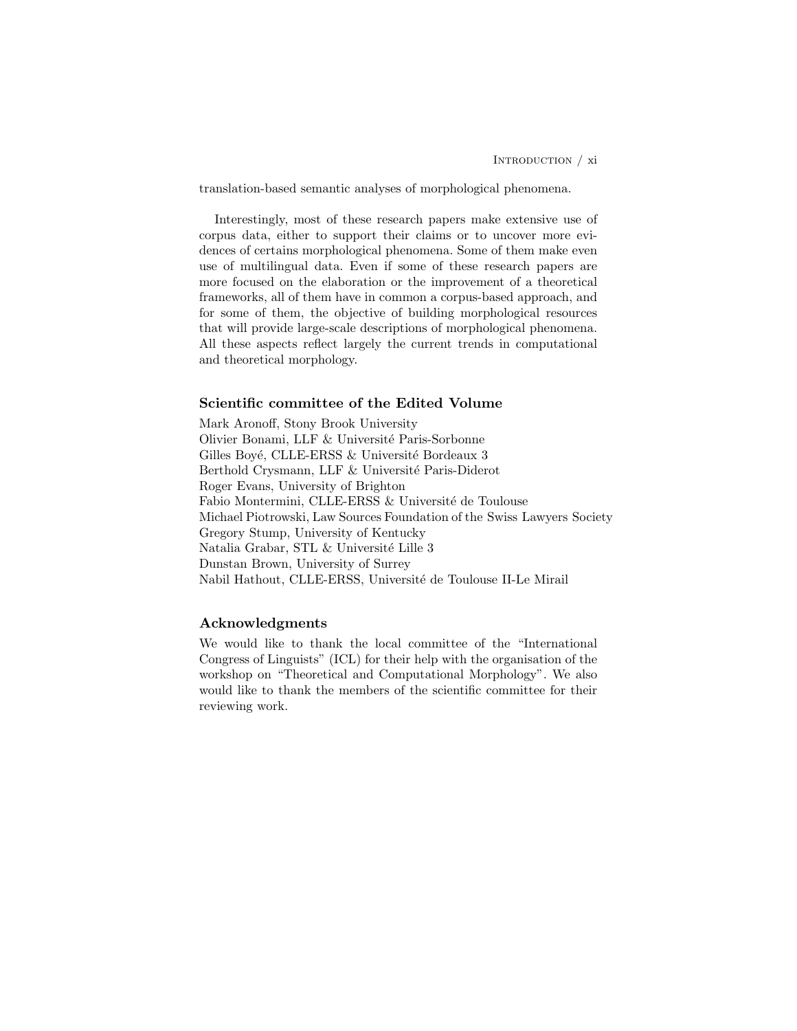translation-based semantic analyses of morphological phenomena.

Interestingly, most of these research papers make extensive use of corpus data, either to support their claims or to uncover more evidences of certains morphological phenomena. Some of them make even use of multilingual data. Even if some of these research papers are more focused on the elaboration or the improvement of a theoretical frameworks, all of them have in common a corpus-based approach, and for some of them, the objective of building morphological resources that will provide large-scale descriptions of morphological phenomena. All these aspects reflect largely the current trends in computational and theoretical morphology.

### Scientific committee of the Edited Volume

Mark Aronoff, Stony Brook University
Olivier Bonami, LLF & Université Paris-Sorbonne
Gilles Boyé, CLLE-ERSS & Université Bordeaux 3
Berthold Crysmann, LLF & Université Paris-Diderot
Roger Evans, University of Brighton
Fabio Montermini, CLLE-ERSS & Université de Toulouse
Michael Piotrowski, Law Sources Foundation of the Swiss Lawyers Society
Gregory Stump, University of Kentucky
Natalia Grabar, STL & Université Lille 3
Dunstan Brown, University of Surrey
Nabil Hathout, CLLE-ERSS, Université de Toulouse II-Le Mirail

### Acknowledgments

We would like to thank the local committee of the "International Congress of Linguists" (ICL) for their help with the organisation of the workshop on "Theoretical and Computational Morphology". We also would like to thank the members of the scientific committee for their reviewing work.